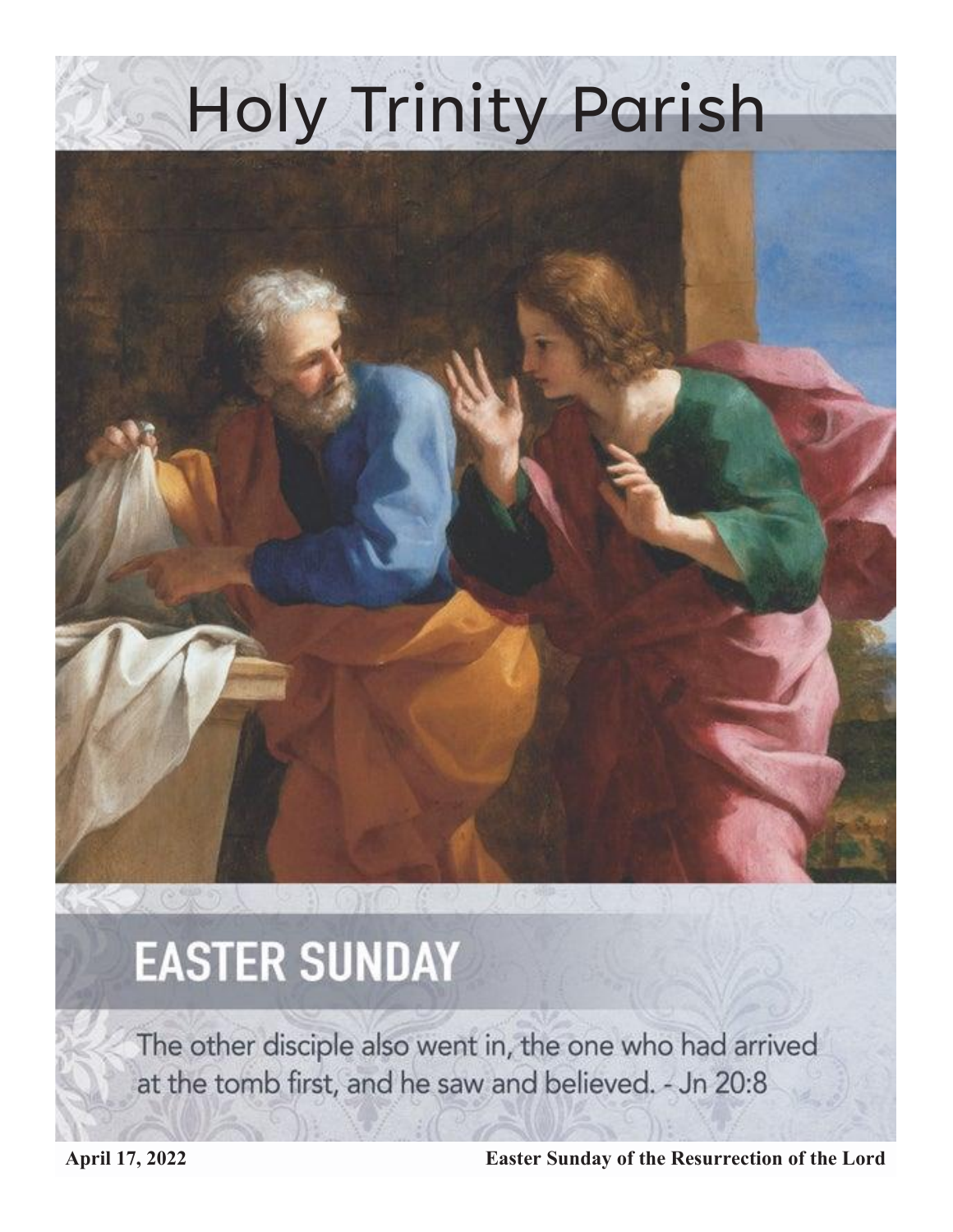# Holy Trinity Parish

## EASTER SUNDAY

The other disciple also went in, the one who had arrived at the tomb first, and he saw and believed. - Jn 20:8

**April 17, 2022** **Easter Sunday of the Resurrection of the Lord**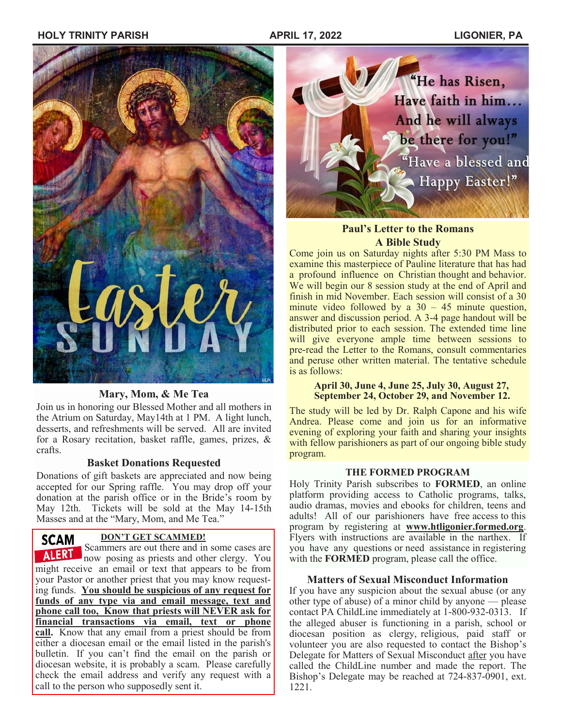## Mary, Mom, & Me Tea

Join us in honoring our Blessed Mother and all mothers in the Atrium on Saturday, May14th at 1 PM. A light lunch, desserts, and refreshments will be served. All are invited for a Rosary recitation, basket raffle, games, prizes, & crafts.

## Basket Donations Requested

Donations of gift baskets are appreciated and now being accepted for our Spring raffle. You may drop off your donation at the parish office or in the Bride's room by May 12th. Tickets will be sold at the May 14-15th Masses and at the "Mary, Mom, and Me Tea."

## SCAM ALERT — DON'T GET SCAMMED!

Scammers are out there and in some cases are now posing as priests and other clergy. You might receive an email or text that appears to be from your Pastor or another priest that you may know requesting funds. **You should be suspicious of any request for funds of any type via and email message, text and phone call too, Know that priests will NEVER ask for financial transactions via email, text or phone call.** Know that any email from a priest should be from either a diocesan email or the email listed in the parish's bulletin. If you can't find the email on the parish or diocesan website, it is probably a scam. Please carefully check the email address and verify any request with a call to the person who supposedly sent it.

"He has Risen, Have faith in him… And he will always be there for you!"
"Have a blessed and Happy Easter!"

## Paul's Letter to the Romans
### A Bible Study

Come join us on Saturday nights after 5:30 PM Mass to examine this masterpiece of Pauline literature that has had a profound influence on Christian thought and behavior. We will begin our 8 session study at the end of April and finish in mid November. Each session will consist of a 30 minute video followed by a 30 – 45 minute question, answer and discussion period. A 3-4 page handout will be distributed prior to each session. The extended time line will give everyone ample time between sessions to pre-read the Letter to the Romans, consult commentaries and peruse other written material. The tentative schedule is as follows:

**April 30, June 4, June 25, July 30, August 27, September 24, October 29, and November 12.**

The study will be led by Dr. Ralph Capone and his wife Andrea. Please come and join us for an informative evening of exploring your faith and sharing your insights with fellow parishioners as part of our ongoing bible study program.

## THE FORMED PROGRAM

Holy Trinity Parish subscribes to **FORMED**, an online platform providing access to Catholic programs, talks, audio dramas, movies and ebooks for children, teens and adults! All of our parishioners have free access to this program by registering at **www.htligonier.formed.org**. Flyers with instructions are available in the narthex. If you have any questions or need assistance in registering with the **FORMED** program, please call the office.

## Matters of Sexual Misconduct Information

If you have any suspicion about the sexual abuse (or any other type of abuse) of a minor child by anyone — please contact PA ChildLine immediately at 1-800-932-0313. If the alleged abuser is functioning in a parish, school or diocesan position as clergy, religious, paid staff or volunteer you are also requested to contact the Bishop's Delegate for Matters of Sexual Misconduct after you have called the ChildLine number and made the report. The Bishop's Delegate may be reached at 724-837-0901, ext. 1221.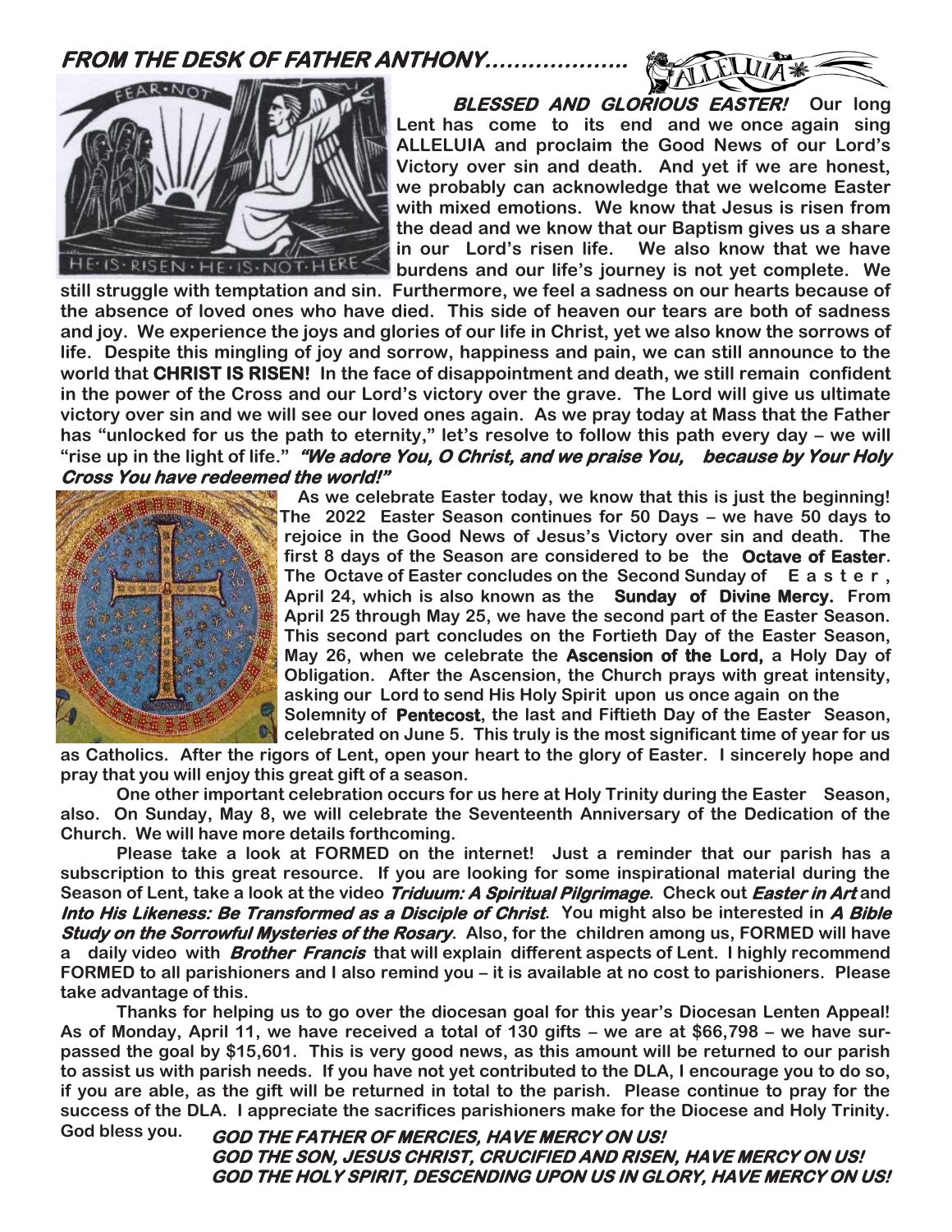## *FROM THE DESK OF FATHER ANTHONY……………….*

***BLESSED AND GLORIOUS EASTER!*** **Our long Lent has come to its end and we once again sing ALLELUIA and proclaim the Good News of our Lord's Victory over sin and death. And yet if we are honest, we probably can acknowledge that we welcome Easter with mixed emotions. We know that Jesus is risen from the dead and we know that our Baptism gives us a share in our Lord's risen life. We also know that we have burdens and our life's journey is not yet complete. We still struggle with temptation and sin. Furthermore, we feel a sadness on our hearts because of the absence of loved ones who have died. This side of heaven our tears are both of sadness and joy. We experience the joys and glories of our life in Christ, yet we also know the sorrows of life. Despite this mingling of joy and sorrow, happiness and pain, we can still announce to the world that CHRIST IS RISEN! In the face of disappointment and death, we still remain confident in the power of the Cross and our Lord's victory over the grave. The Lord will give us ultimate victory over sin and we will see our loved ones again. As we pray today at Mass that the Father has "unlocked for us the path to eternity," let's resolve to follow this path every day – we will "rise up in the light of life."** ***"We adore You, O Christ, and we praise You, because by Your Holy Cross You have redeemed the world!"***

**As we celebrate Easter today, we know that this is just the beginning! The 2022 Easter Season continues for 50 Days – we have 50 days to rejoice in the Good News of Jesus's Victory over sin and death. The first 8 days of the Season are considered to be the Octave of Easter. The Octave of Easter concludes on the Second Sunday of Easter, April 24, which is also known as the Sunday of Divine Mercy. From April 25 through May 25, we have the second part of the Easter Season. This second part concludes on the Fortieth Day of the Easter Season, May 26, when we celebrate the Ascension of the Lord, a Holy Day of Obligation. After the Ascension, the Church prays with great intensity, asking our Lord to send His Holy Spirit upon us once again on the Solemnity of Pentecost, the last and Fiftieth Day of the Easter Season, celebrated on June 5. This truly is the most significant time of year for us as Catholics. After the rigors of Lent, open your heart to the glory of Easter. I sincerely hope and pray that you will enjoy this great gift of a season.**

**One other important celebration occurs for us here at Holy Trinity during the Easter Season, also. On Sunday, May 8, we will celebrate the Seventeenth Anniversary of the Dedication of the Church. We will have more details forthcoming.**

**Please take a look at FORMED on the internet! Just a reminder that our parish has a subscription to this great resource. If you are looking for some inspirational material during the Season of Lent, take a look at the video** ***Triduum: A Spiritual Pilgrimage*****. Check out** ***Easter in Art*** **and** ***Into His Likeness: Be Transformed as a Disciple of Christ*****. You might also be interested in** ***A Bible Study on the Sorrowful Mysteries of the Rosary*****. Also, for the children among us, FORMED will have a daily video with** ***Brother Francis*** **that will explain different aspects of Lent. I highly recommend FORMED to all parishioners and I also remind you – it is available at no cost to parishioners. Please take advantage of this.**

**Thanks for helping us to go over the diocesan goal for this year's Diocesan Lenten Appeal! As of Monday, April 11, we have received a total of 130 gifts – we are at $66,798 – we have surpassed the goal by $15,601. This is very good news, as this amount will be returned to our parish to assist us with parish needs. If you have not yet contributed to the DLA, I encourage you to do so, if you are able, as the gift will be returned in total to the parish. Please continue to pray for the success of the DLA. I appreciate the sacrifices parishioners make for the Diocese and Holy Trinity. God bless you.**

***GOD THE FATHER OF MERCIES, HAVE MERCY ON US!***
***GOD THE SON, JESUS CHRIST, CRUCIFIED AND RISEN, HAVE MERCY ON US!***
***GOD THE HOLY SPIRIT, DESCENDING UPON US IN GLORY, HAVE MERCY ON US!***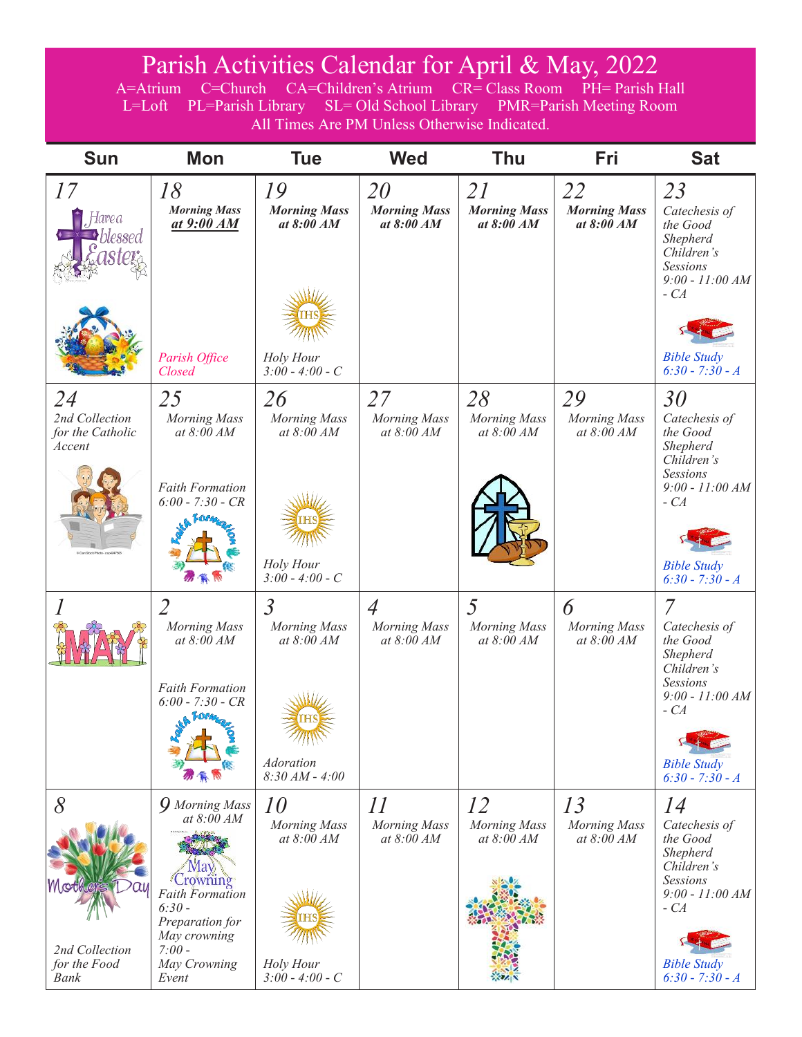# Parish Activities Calendar for April & May, 2022

A=Atrium C=Church CA=Children's Atrium CR= Class Room PH= Parish Hall
L=Loft PL=Parish Library SL= Old School Library PMR=Parish Meeting Room
All Times Are PM Unless Otherwise Indicated.

| Sun | Mon | Tue | Wed | Thu | Fri | Sat |
|---|---|---|---|---|---|---|
| 17 Have a blessed Easter | 18 **Morning Mass** ***at 9:00 AM*** Parish Office Closed | 19 **Morning Mass at 8:00 AM** Holy Hour 3:00 - 4:00 - C | 20 **Morning Mass at 8:00 AM** | 21 **Morning Mass at 8:00 AM** | 22 **Morning Mass at 8:00 AM** | 23 Catechesis of the Good Shepherd Children's Sessions 9:00 - 11:00 AM - CA Bible Study 6:30 - 7:30 - A |
| 24 2nd Collection for the Catholic Accent | 25 Morning Mass at 8:00 AM Faith Formation 6:00 - 7:30 - CR | 26 Morning Mass at 8:00 AM Holy Hour 3:00 - 4:00 - C | 27 Morning Mass at 8:00 AM | 28 Morning Mass at 8:00 AM | 29 Morning Mass at 8:00 AM | 30 Catechesis of the Good Shepherd Children's Sessions 9:00 - 11:00 AM - CA Bible Study 6:30 - 7:30 - A |
| 1 MAY | 2 Morning Mass at 8:00 AM Faith Formation 6:00 - 7:30 - CR | 3 Morning Mass at 8:00 AM Adoration 8:30 AM - 4:00 | 4 Morning Mass at 8:00 AM | 5 Morning Mass at 8:00 AM | 6 Morning Mass at 8:00 AM | 7 Catechesis of the Good Shepherd Children's Sessions 9:00 - 11:00 AM - CA Bible Study 6:30 - 7:30 - A |
| 8 Mother's Day 2nd Collection for the Food Bank | 9 Morning Mass at 8:00 AM May Crowning Faith Formation 6:30 - Preparation for May crowning 7:00 - May Crowning Event | 10 Morning Mass at 8:00 AM Holy Hour 3:00 - 4:00 - C | 11 Morning Mass at 8:00 AM | 12 Morning Mass at 8:00 AM | 13 Morning Mass at 8:00 AM | 14 Catechesis of the Good Shepherd Children's Sessions 9:00 - 11:00 AM - CA Bible Study 6:30 - 7:30 - A |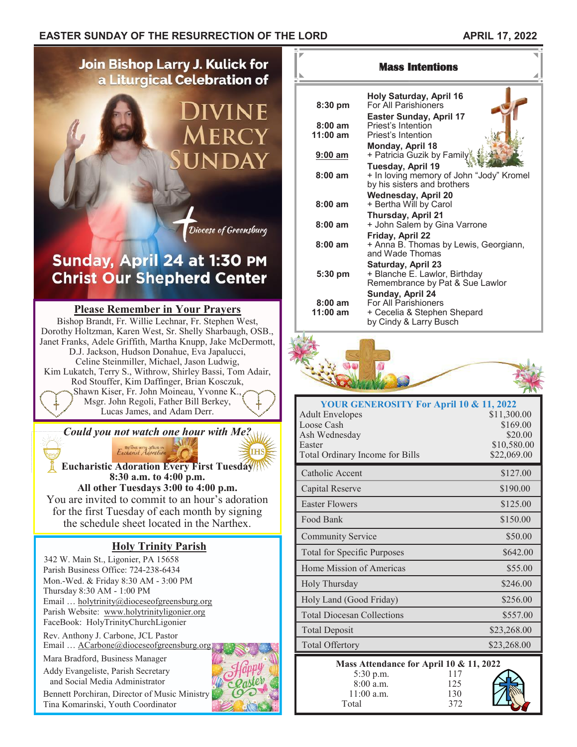EASTER SUNDAY OF THE RESURRECTION OF THE LORD — APRIL 17, 2022

## Join Bishop Larry J. Kulick for a Liturgical Celebration of DIVINE MERCY SUNDAY

Diocese of Greensburg

**Sunday, April 24 at 1:30 PM**
**Christ Our Shepherd Center**

## Please Remember in Your Prayers

Bishop Brandt, Fr. Willie Lechnar, Fr. Stephen West, Dorothy Holtzman, Karen West, Sr. Shelly Sharbaugh, OSB., Janet Franks, Adele Griffith, Martha Knupp, Jake McDermott, D.J. Jackson, Hudson Donahue, Eva Japalucci, Celine Steinmiller, Michael, Jason Ludwig, Kim Lukatch, Terry S., Withrow, Shirley Bassi, Tom Adair, Rod Stouffer, Kim Daffinger, Brian Kosczuk, Shawn Kiser, Fr. John Moineau, Yvonne K., Msgr. John Regoli, Father Bill Berkey, Lucas James, and Adam Derr.

*Could you not watch one hour with Me?*

Be One with Jesus in Eucharist Adoration

**Eucharistic Adoration Every First Tuesday**
**8:30 a.m. to 4:00 p.m.**
**All other Tuesdays 3:00 to 4:00 p.m.**

You are invited to commit to an hour's adoration for the first Tuesday of each month by signing the schedule sheet located in the Narthex.

## Holy Trinity Parish

342 W. Main St., Ligonier, PA 15658
Parish Business Office: 724-238-6434
Mon.-Wed. & Friday 8:30 AM - 3:00 PM
Thursday 8:30 AM - 1:00 PM
Email … holytrinity@dioceseofgreensburg.org
Parish Website: www.holytrinityligonier.org
FaceBook: HolyTrinityChurchLigonier

Rev. Anthony J. Carbone, JCL Pastor
Email … ACarbone@dioceseofgreensburg.org

Mara Bradford, Business Manager

Addy Evangeliste, Parish Secretary and Social Media Administrator

Bennett Porchiran, Director of Music Ministry

Tina Komarinski, Youth Coordinator

Happy Easter

## Mass Intentions

| | |
|---|---|
| | **Holy Saturday, April 16** |
| 8:30 pm | For All Parishioners |
| | **Easter Sunday, April 17** |
| 8:00 am | Priest's Intention |
| 11:00 am | Priest's Intention |
| | **Monday, April 18** |
| 9:00 am | + Patricia Guzik by Family |
| | **Tuesday, April 19** |
| 8:00 am | + In loving memory of John "Jody" Kromel by his sisters and brothers |
| | **Wednesday, April 20** |
| 8:00 am | + Bertha Will by Carol |
| | **Thursday, April 21** |
| 8:00 am | + John Salem by Gina Varrone |
| | **Friday, April 22** |
| 8:00 am | + Anna B. Thomas by Lewis, Georgiann, and Wade Thomas |
| | **Saturday, April 23** |
| 5:30 pm | + Blanche E. Lawlor, Birthday Remembrance by Pat & Sue Lawlor |
| | **Sunday, April 24** |
| 8:00 am | For All Parishioners |
| 11:00 am | + Cecelia & Stephen Shepard by Cindy & Larry Busch |

| YOUR GENEROSITY For April 10 & 11, 2022 | |
|---|---|
| Adult Envelopes | $11,300.00 |
| Loose Cash | $169.00 |
| Ash Wednesday | $20.00 |
| Easter | $10,580.00 |
| Total Ordinary Income for Bills | $22,069.00 |
| Catholic Accent | $127.00 |
| Capital Reserve | $190.00 |
| Easter Flowers | $125.00 |
| Food Bank | $150.00 |
| Community Service | $50.00 |
| Total for Specific Purposes | $642.00 |
| Home Mission of Americas | $55.00 |
| Holy Thursday | $246.00 |
| Holy Land (Good Friday) | $256.00 |
| Total Diocesan Collections | $557.00 |
| Total Deposit | $23,268.00 |
| Total Offertory | $23,268.00 |

| Mass Attendance for April 10 & 11, 2022 | |
|---|---|
| 5:30 p.m. | 117 |
| 8:00 a.m. | 125 |
| 11:00 a.m. | 130 |
| Total | 372 |